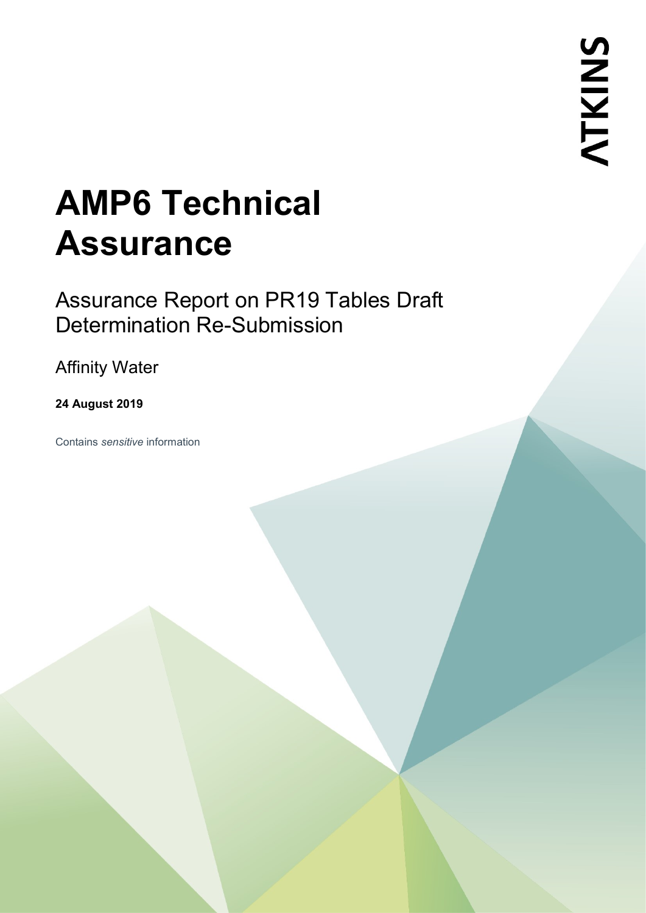ATKINS

# AMP6 Technical Assurance

## Assurance Report on PR19 Tables Draft Determination Re-Submission

Affinity Water

**24 August 2019**

Contains *sensitive* information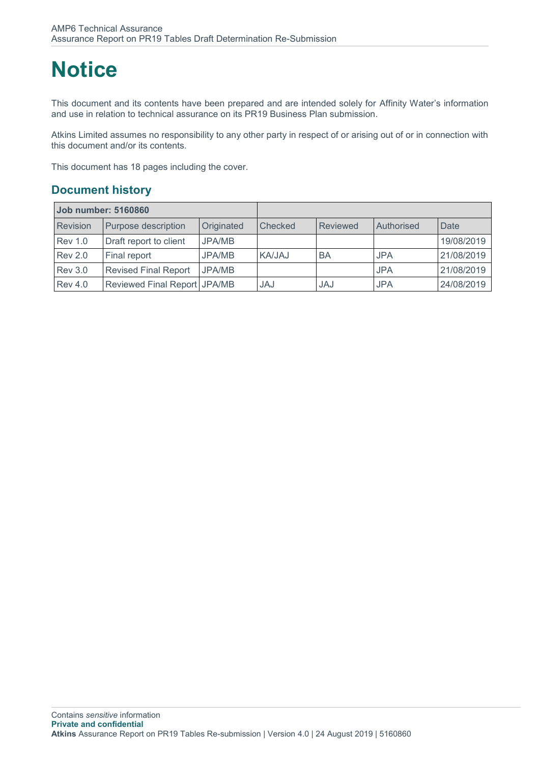# Notice

This document and its contents have been prepared and are intended solely for Affinity Water's information and use in relation to technical assurance on its PR19 Business Plan submission.

Atkins Limited assumes no responsibility to any other party in respect of or arising out of or in connection with this document and/or its contents.

This document has 18 pages including the cover.

## Document history

| **Job number: 5160860** | | | | | | |
|---|---|---|---|---|---|---|
| Revision | Purpose description | Originated | Checked | Reviewed | Authorised | Date |
| Rev 1.0 | Draft report to client | JPA/MB | | | | 19/08/2019 |
| Rev 2.0 | Final report | JPA/MB | KA/JAJ | BA | JPA | 21/08/2019 |
| Rev 3.0 | Revised Final Report | JPA/MB | | | JPA | 21/08/2019 |
| Rev 4.0 | Reviewed Final Report | JPA/MB | JAJ | JAJ | JPA | 24/08/2019 |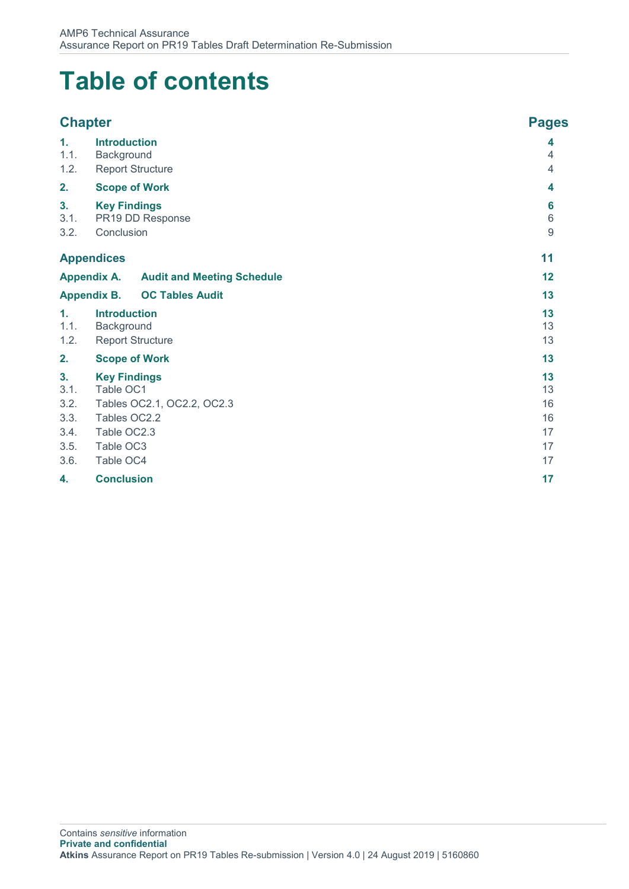# Table of contents

| Chapter | | Pages |
|---|---|---|
| **1.** | **Introduction** | **4** |
| 1.1. | Background | 4 |
| 1.2. | Report Structure | 4 |
| **2.** | **Scope of Work** | **4** |
| **3.** | **Key Findings** | **6** |
| 3.1. | PR19 DD Response | 6 |
| 3.2. | Conclusion | 9 |
| **Appendices** | | **11** |
| **Appendix A.** | **Audit and Meeting Schedule** | **12** |
| **Appendix B.** | **OC Tables Audit** | **13** |
| **1.** | **Introduction** | **13** |
| 1.1. | Background | 13 |
| 1.2. | Report Structure | 13 |
| **2.** | **Scope of Work** | **13** |
| **3.** | **Key Findings** | **13** |
| 3.1. | Table OC1 | 13 |
| 3.2. | Tables OC2.1, OC2.2, OC2.3 | 16 |
| 3.3. | Tables OC2.2 | 16 |
| 3.4. | Table OC2.3 | 17 |
| 3.5. | Table OC3 | 17 |
| 3.6. | Table OC4 | 17 |
| **4.** | **Conclusion** | **17** |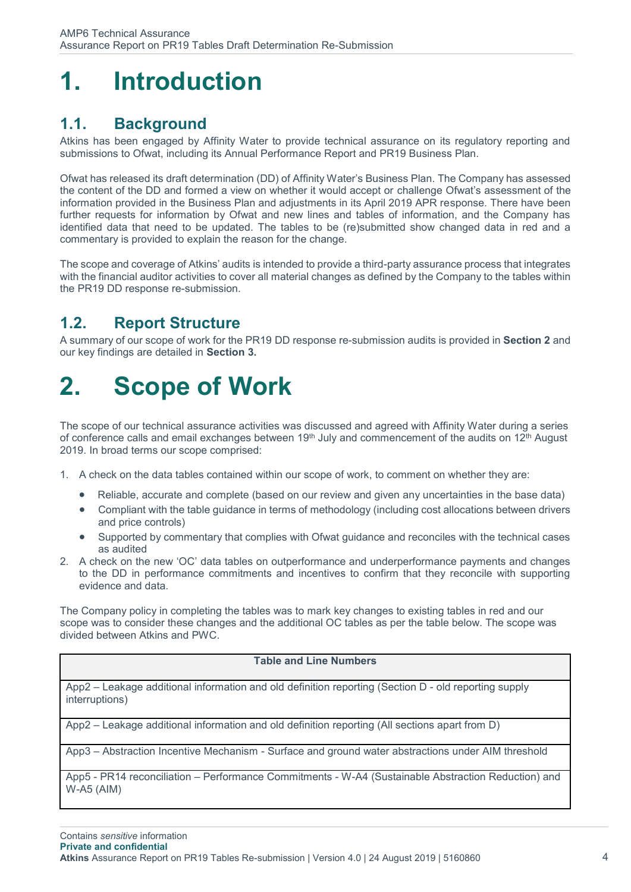# 1. Introduction

## 1.1. Background

Atkins has been engaged by Affinity Water to provide technical assurance on its regulatory reporting and submissions to Ofwat, including its Annual Performance Report and PR19 Business Plan.

Ofwat has released its draft determination (DD) of Affinity Water's Business Plan. The Company has assessed the content of the DD and formed a view on whether it would accept or challenge Ofwat's assessment of the information provided in the Business Plan and adjustments in its April 2019 APR response. There have been further requests for information by Ofwat and new lines and tables of information, and the Company has identified data that need to be updated. The tables to be (re)submitted show changed data in red and a commentary is provided to explain the reason for the change.

The scope and coverage of Atkins' audits is intended to provide a third-party assurance process that integrates with the financial auditor activities to cover all material changes as defined by the Company to the tables within the PR19 DD response re-submission.

## 1.2. Report Structure

A summary of our scope of work for the PR19 DD response re-submission audits is provided in **Section 2** and our key findings are detailed in **Section 3.**

# 2. Scope of Work

The scope of our technical assurance activities was discussed and agreed with Affinity Water during a series of conference calls and email exchanges between 19th July and commencement of the audits on 12th August 2019. In broad terms our scope comprised:

1. A check on the data tables contained within our scope of work, to comment on whether they are:
   - Reliable, accurate and complete (based on our review and given any uncertainties in the base data)
   - Compliant with the table guidance in terms of methodology (including cost allocations between drivers and price controls)
   - Supported by commentary that complies with Ofwat guidance and reconciles with the technical cases as audited
2. A check on the new 'OC' data tables on outperformance and underperformance payments and changes to the DD in performance commitments and incentives to confirm that they reconcile with supporting evidence and data.

The Company policy in completing the tables was to mark key changes to existing tables in red and our scope was to consider these changes and the additional OC tables as per the table below. The scope was divided between Atkins and PWC.

| Table and Line Numbers |
|---|
| App2 – Leakage additional information and old definition reporting (Section D - old reporting supply interruptions) |
| App2 – Leakage additional information and old definition reporting (All sections apart from D) |
| App3 – Abstraction Incentive Mechanism - Surface and ground water abstractions under AIM threshold |
| App5 - PR14 reconciliation – Performance Commitments - W-A4 (Sustainable Abstraction Reduction) and W-A5 (AIM) |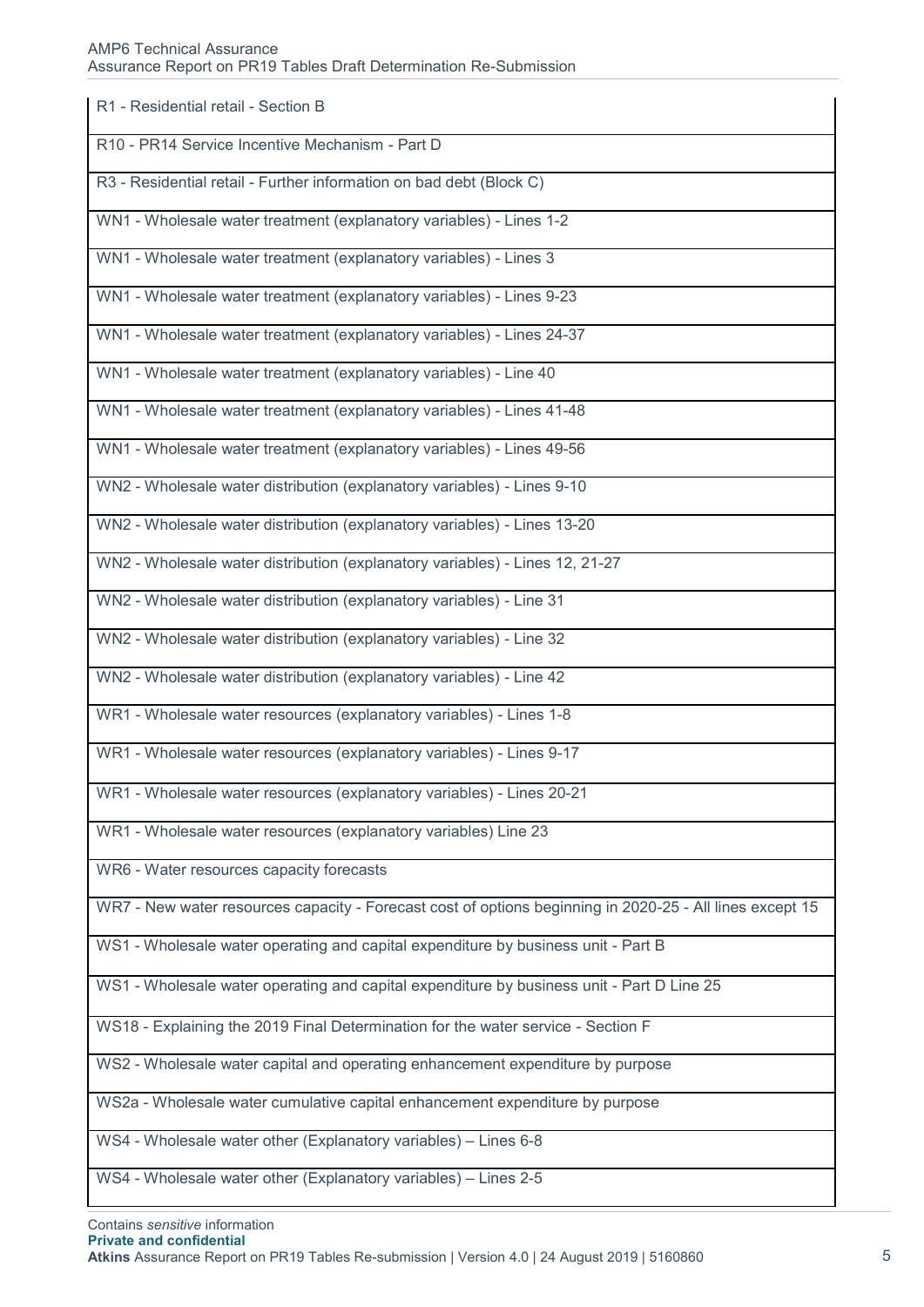| |
|---|
| R1 - Residential retail - Section B |
| R10 - PR14 Service Incentive Mechanism - Part D |
| R3 - Residential retail - Further information on bad debt (Block C) |
| WN1 - Wholesale water treatment (explanatory variables) - Lines 1-2 |
| WN1 - Wholesale water treatment (explanatory variables) - Lines 3 |
| WN1 - Wholesale water treatment (explanatory variables) - Lines 9-23 |
| WN1 - Wholesale water treatment (explanatory variables) - Lines 24-37 |
| WN1 - Wholesale water treatment (explanatory variables) - Line 40 |
| WN1 - Wholesale water treatment (explanatory variables) - Lines 41-48 |
| WN1 - Wholesale water treatment (explanatory variables) - Lines 49-56 |
| WN2 - Wholesale water distribution (explanatory variables) - Lines 9-10 |
| WN2 - Wholesale water distribution (explanatory variables) - Lines 13-20 |
| WN2 - Wholesale water distribution (explanatory variables) - Lines 12, 21-27 |
| WN2 - Wholesale water distribution (explanatory variables) - Line 31 |
| WN2 - Wholesale water distribution (explanatory variables) - Line 32 |
| WN2 - Wholesale water distribution (explanatory variables) - Line 42 |
| WR1 - Wholesale water resources (explanatory variables) - Lines 1-8 |
| WR1 - Wholesale water resources (explanatory variables) - Lines 9-17 |
| WR1 - Wholesale water resources (explanatory variables) - Lines 20-21 |
| WR1 - Wholesale water resources (explanatory variables) Line 23 |
| WR6 - Water resources capacity forecasts |
| WR7 - New water resources capacity - Forecast cost of options beginning in 2020-25 - All lines except 15 |
| WS1 - Wholesale water operating and capital expenditure by business unit - Part B |
| WS1 - Wholesale water operating and capital expenditure by business unit - Part D Line 25 |
| WS18 - Explaining the 2019 Final Determination for the water service - Section F |
| WS2 - Wholesale water capital and operating enhancement expenditure by purpose |
| WS2a - Wholesale water cumulative capital enhancement expenditure by purpose |
| WS4 - Wholesale water other (Explanatory variables) – Lines 6-8 |
| WS4 - Wholesale water other (Explanatory variables) – Lines 2-5 |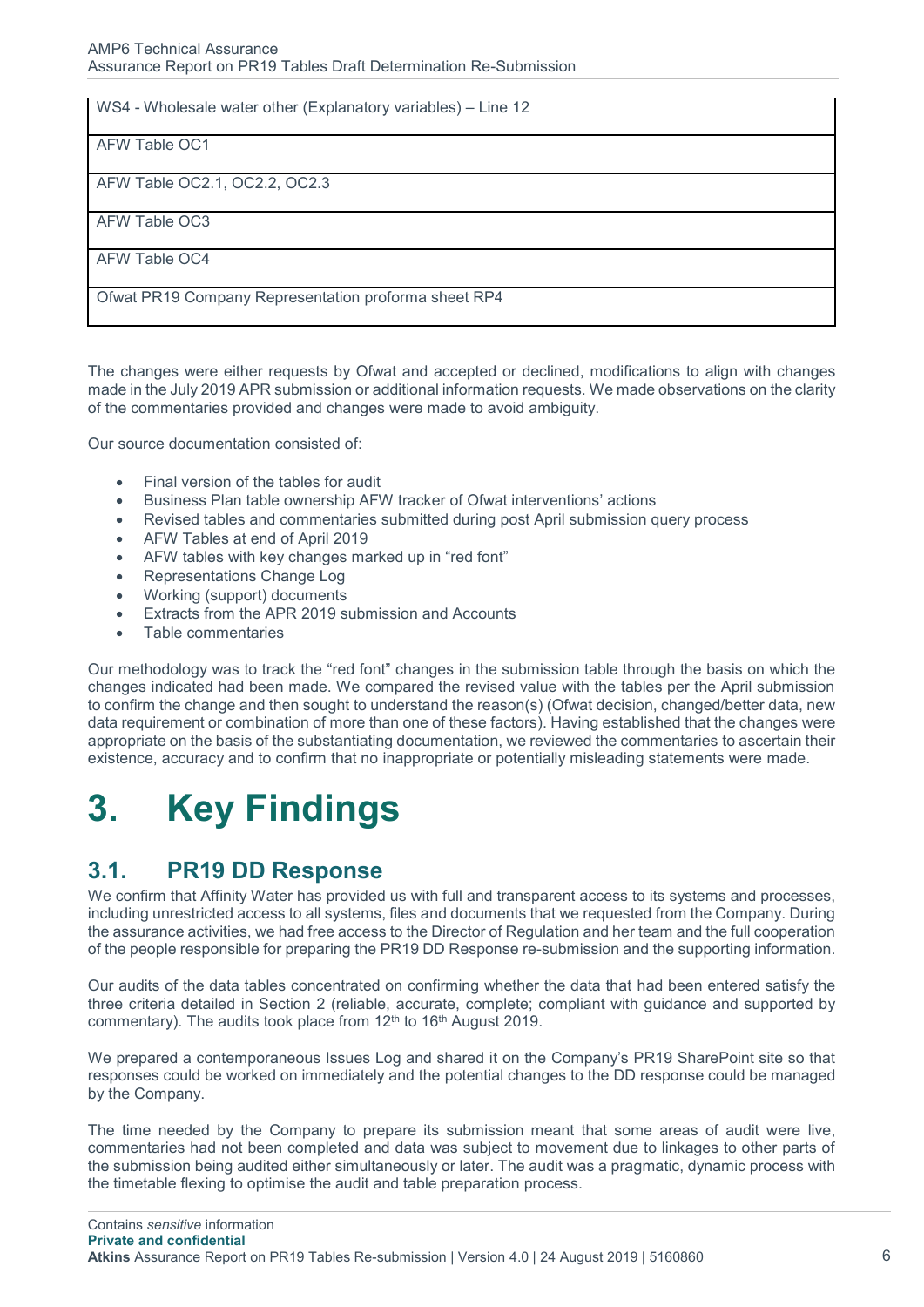| WS4 - Wholesale water other (Explanatory variables) – Line 12 |
|---|
| AFW Table OC1 |
| AFW Table OC2.1, OC2.2, OC2.3 |
| AFW Table OC3 |
| AFW Table OC4 |
| Ofwat PR19 Company Representation proforma sheet RP4 |

The changes were either requests by Ofwat and accepted or declined, modifications to align with changes made in the July 2019 APR submission or additional information requests. We made observations on the clarity of the commentaries provided and changes were made to avoid ambiguity.

Our source documentation consisted of:

- Final version of the tables for audit
- Business Plan table ownership AFW tracker of Ofwat interventions' actions
- Revised tables and commentaries submitted during post April submission query process
- AFW Tables at end of April 2019
- AFW tables with key changes marked up in "red font"
- Representations Change Log
- Working (support) documents
- Extracts from the APR 2019 submission and Accounts
- Table commentaries

Our methodology was to track the "red font" changes in the submission table through the basis on which the changes indicated had been made. We compared the revised value with the tables per the April submission to confirm the change and then sought to understand the reason(s) (Ofwat decision, changed/better data, new data requirement or combination of more than one of these factors). Having established that the changes were appropriate on the basis of the substantiating documentation, we reviewed the commentaries to ascertain their existence, accuracy and to confirm that no inappropriate or potentially misleading statements were made.

# 3. Key Findings

## 3.1. PR19 DD Response

We confirm that Affinity Water has provided us with full and transparent access to its systems and processes, including unrestricted access to all systems, files and documents that we requested from the Company. During the assurance activities, we had free access to the Director of Regulation and her team and the full cooperation of the people responsible for preparing the PR19 DD Response re-submission and the supporting information.

Our audits of the data tables concentrated on confirming whether the data that had been entered satisfy the three criteria detailed in Section 2 (reliable, accurate, complete; compliant with guidance and supported by commentary). The audits took place from 12th to 16th August 2019.

We prepared a contemporaneous Issues Log and shared it on the Company's PR19 SharePoint site so that responses could be worked on immediately and the potential changes to the DD response could be managed by the Company.

The time needed by the Company to prepare its submission meant that some areas of audit were live, commentaries had not been completed and data was subject to movement due to linkages to other parts of the submission being audited either simultaneously or later. The audit was a pragmatic, dynamic process with the timetable flexing to optimise the audit and table preparation process.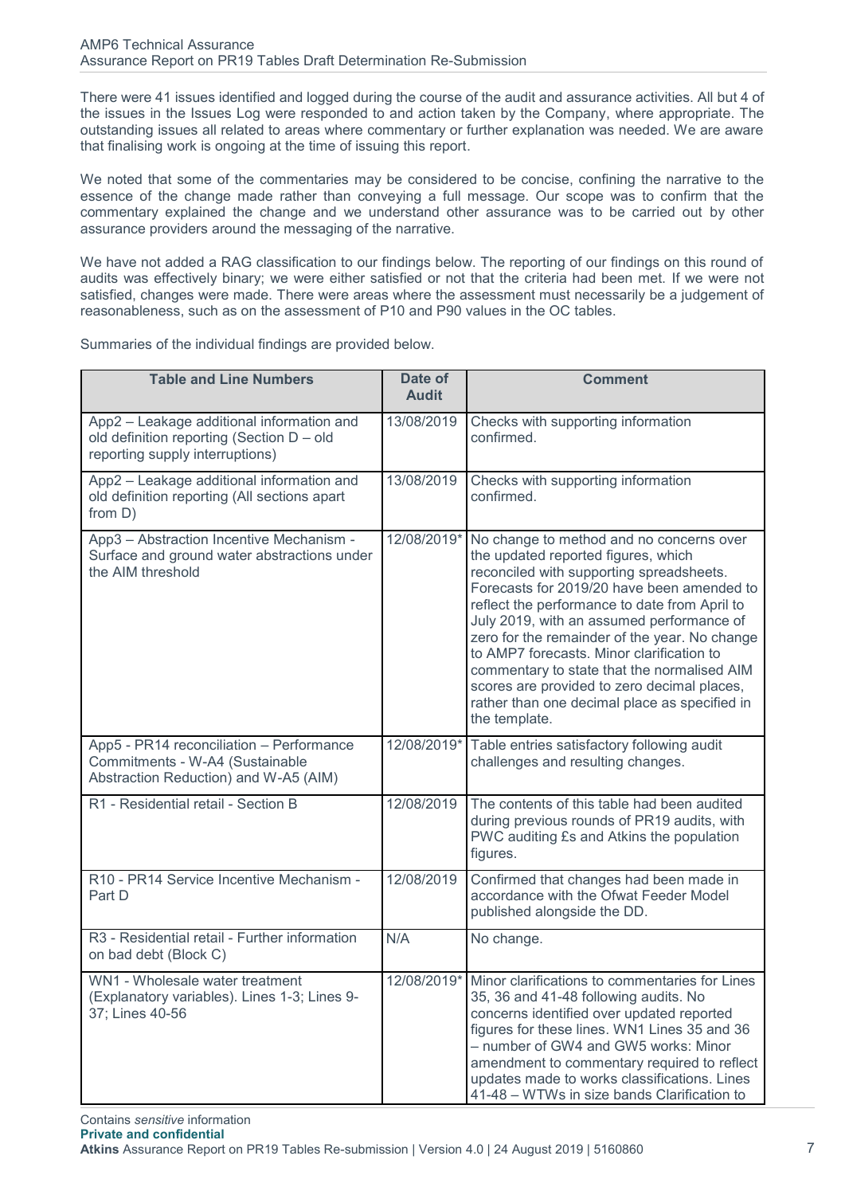There were 41 issues identified and logged during the course of the audit and assurance activities. All but 4 of the issues in the Issues Log were responded to and action taken by the Company, where appropriate. The outstanding issues all related to areas where commentary or further explanation was needed. We are aware that finalising work is ongoing at the time of issuing this report.

We noted that some of the commentaries may be considered to be concise, confining the narrative to the essence of the change made rather than conveying a full message. Our scope was to confirm that the commentary explained the change and we understand other assurance was to be carried out by other assurance providers around the messaging of the narrative.

We have not added a RAG classification to our findings below. The reporting of our findings on this round of audits was effectively binary; we were either satisfied or not that the criteria had been met. If we were not satisfied, changes were made. There were areas where the assessment must necessarily be a judgement of reasonableness, such as on the assessment of P10 and P90 values in the OC tables.

Summaries of the individual findings are provided below.

| Table and Line Numbers | Date of Audit | Comment |
|---|---|---|
| App2 – Leakage additional information and old definition reporting (Section D – old reporting supply interruptions) | 13/08/2019 | Checks with supporting information confirmed. |
| App2 – Leakage additional information and old definition reporting (All sections apart from D) | 13/08/2019 | Checks with supporting information confirmed. |
| App3 – Abstraction Incentive Mechanism - Surface and ground water abstractions under the AIM threshold | 12/08/2019* | No change to method and no concerns over the updated reported figures, which reconciled with supporting spreadsheets. Forecasts for 2019/20 have been amended to reflect the performance to date from April to July 2019, with an assumed performance of zero for the remainder of the year. No change to AMP7 forecasts. Minor clarification to commentary to state that the normalised AIM scores are provided to zero decimal places, rather than one decimal place as specified in the template. |
| App5 - PR14 reconciliation – Performance Commitments - W-A4 (Sustainable Abstraction Reduction) and W-A5 (AIM) | 12/08/2019* | Table entries satisfactory following audit challenges and resulting changes. |
| R1 - Residential retail - Section B | 12/08/2019 | The contents of this table had been audited during previous rounds of PR19 audits, with PWC auditing £s and Atkins the population figures. |
| R10 - PR14 Service Incentive Mechanism - Part D | 12/08/2019 | Confirmed that changes had been made in accordance with the Ofwat Feeder Model published alongside the DD. |
| R3 - Residential retail - Further information on bad debt (Block C) | N/A | No change. |
| WN1 - Wholesale water treatment (Explanatory variables). Lines 1-3; Lines 9-37; Lines 40-56 | 12/08/2019* | Minor clarifications to commentaries for Lines 35, 36 and 41-48 following audits. No concerns identified over updated reported figures for these lines. WN1 Lines 35 and 36 – number of GW4 and GW5 works: Minor amendment to commentary required to reflect updates made to works classifications. Lines 41-48 – WTWs in size bands Clarification to |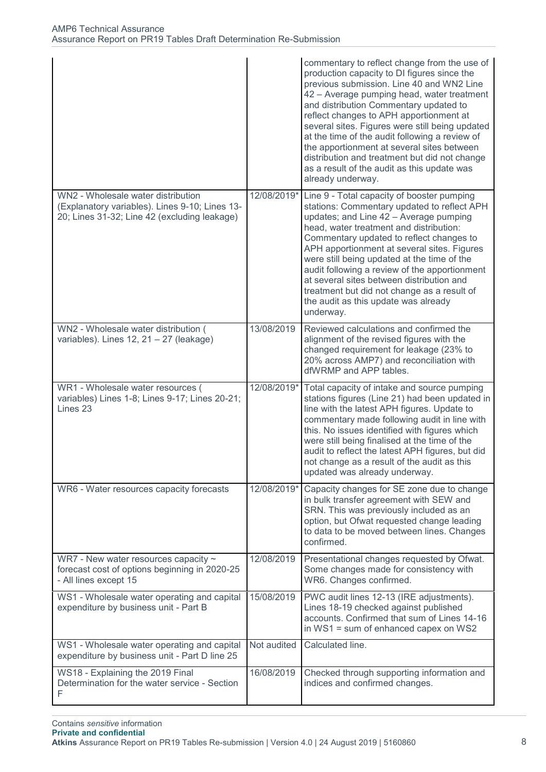| | | |
|---|---|---|
| | | commentary to reflect change from the use of production capacity to DI figures since the previous submission. Line 40 and WN2 Line 42 – Average pumping head, water treatment and distribution Commentary updated to reflect changes to APH apportionment at several sites. Figures were still being updated at the time of the audit following a review of the apportionment at several sites between distribution and treatment but did not change as a result of the audit as this update was already underway. |
| WN2 - Wholesale water distribution (Explanatory variables). Lines 9-10; Lines 13-20; Lines 31-32; Line 42 (excluding leakage) | 12/08/2019* | Line 9 - Total capacity of booster pumping stations: Commentary updated to reflect APH updates; and Line 42 – Average pumping head, water treatment and distribution: Commentary updated to reflect changes to APH apportionment at several sites. Figures were still being updated at the time of the audit following a review of the apportionment at several sites between distribution and treatment but did not change as a result of the audit as this update was already underway. |
| WN2 - Wholesale water distribution ( variables). Lines 12, 21 – 27 (leakage) | 13/08/2019 | Reviewed calculations and confirmed the alignment of the revised figures with the changed requirement for leakage (23% to 20% across AMP7) and reconciliation with dfWRMP and APP tables. |
| WR1 - Wholesale water resources ( variables) Lines 1-8; Lines 9-17; Lines 20-21; Lines 23 | 12/08/2019* | Total capacity of intake and source pumping stations figures (Line 21) had been updated in line with the latest APH figures. Update to commentary made following audit in line with this. No issues identified with figures which were still being finalised at the time of the audit to reflect the latest APH figures, but did not change as a result of the audit as this updated was already underway. |
| WR6 - Water resources capacity forecasts | 12/08/2019* | Capacity changes for SE zone due to change in bulk transfer agreement with SEW and SRN. This was previously included as an option, but Ofwat requested change leading to data to be moved between lines. Changes confirmed. |
| WR7 - New water resources capacity ~ forecast cost of options beginning in 2020-25 - All lines except 15 | 12/08/2019 | Presentational changes requested by Ofwat. Some changes made for consistency with WR6. Changes confirmed. |
| WS1 - Wholesale water operating and capital expenditure by business unit - Part B | 15/08/2019 | PWC audit lines 12-13 (IRE adjustments). Lines 18-19 checked against published accounts. Confirmed that sum of Lines 14-16 in WS1 = sum of enhanced capex on WS2 |
| WS1 - Wholesale water operating and capital expenditure by business unit - Part D line 25 | Not audited | Calculated line. |
| WS18 - Explaining the 2019 Final Determination for the water service - Section F | 16/08/2019 | Checked through supporting information and indices and confirmed changes. |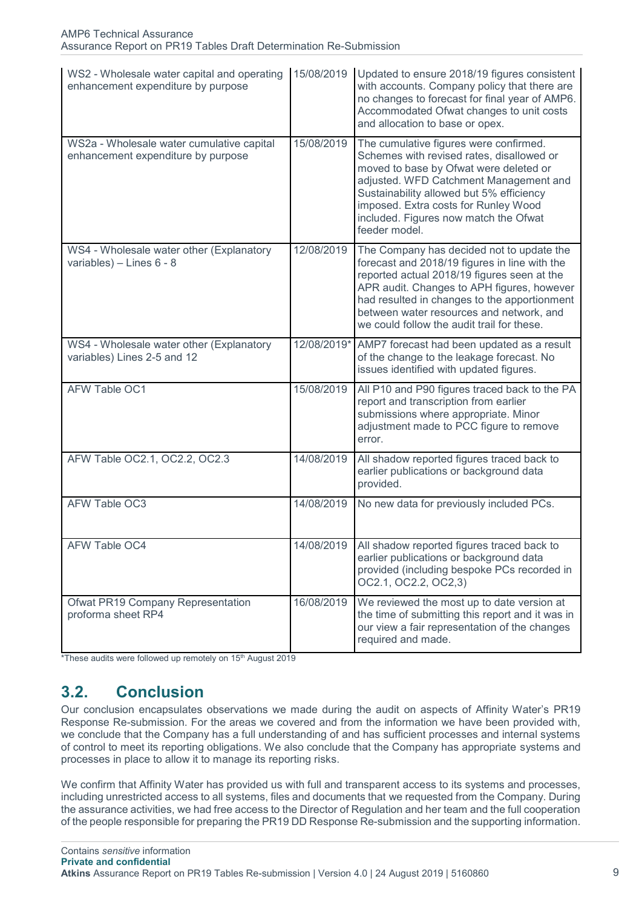| | | |
|---|---|---|
| WS2 - Wholesale water capital and operating enhancement expenditure by purpose | 15/08/2019 | Updated to ensure 2018/19 figures consistent with accounts. Company policy that there are no changes to forecast for final year of AMP6. Accommodated Ofwat changes to unit costs and allocation to base or opex. |
| WS2a - Wholesale water cumulative capital enhancement expenditure by purpose | 15/08/2019 | The cumulative figures were confirmed. Schemes with revised rates, disallowed or moved to base by Ofwat were deleted or adjusted. WFD Catchment Management and Sustainability allowed but 5% efficiency imposed. Extra costs for Runley Wood included. Figures now match the Ofwat feeder model. |
| WS4 - Wholesale water other (Explanatory variables) – Lines 6 - 8 | 12/08/2019 | The Company has decided not to update the forecast and 2018/19 figures in line with the reported actual 2018/19 figures seen at the APR audit. Changes to APH figures, however had resulted in changes to the apportionment between water resources and network, and we could follow the audit trail for these. |
| WS4 - Wholesale water other (Explanatory variables) Lines 2-5 and 12 | 12/08/2019* | AMP7 forecast had been updated as a result of the change to the leakage forecast. No issues identified with updated figures. |
| AFW Table OC1 | 15/08/2019 | All P10 and P90 figures traced back to the PA report and transcription from earlier submissions where appropriate. Minor adjustment made to PCC figure to remove error. |
| AFW Table OC2.1, OC2.2, OC2.3 | 14/08/2019 | All shadow reported figures traced back to earlier publications or background data provided. |
| AFW Table OC3 | 14/08/2019 | No new data for previously included PCs. |
| AFW Table OC4 | 14/08/2019 | All shadow reported figures traced back to earlier publications or background data provided (including bespoke PCs recorded in OC2.1, OC2.2, OC2,3) |
| Ofwat PR19 Company Representation proforma sheet RP4 | 16/08/2019 | We reviewed the most up to date version at the time of submitting this report and it was in our view a fair representation of the changes required and made. |

*These audits were followed up remotely on 15th August 2019

## 3.2. Conclusion

Our conclusion encapsulates observations we made during the audit on aspects of Affinity Water's PR19 Response Re-submission. For the areas we covered and from the information we have been provided with, we conclude that the Company has a full understanding of and has sufficient processes and internal systems of control to meet its reporting obligations. We also conclude that the Company has appropriate systems and processes in place to allow it to manage its reporting risks.

We confirm that Affinity Water has provided us with full and transparent access to its systems and processes, including unrestricted access to all systems, files and documents that we requested from the Company. During the assurance activities, we had free access to the Director of Regulation and her team and the full cooperation of the people responsible for preparing the PR19 DD Response Re-submission and the supporting information.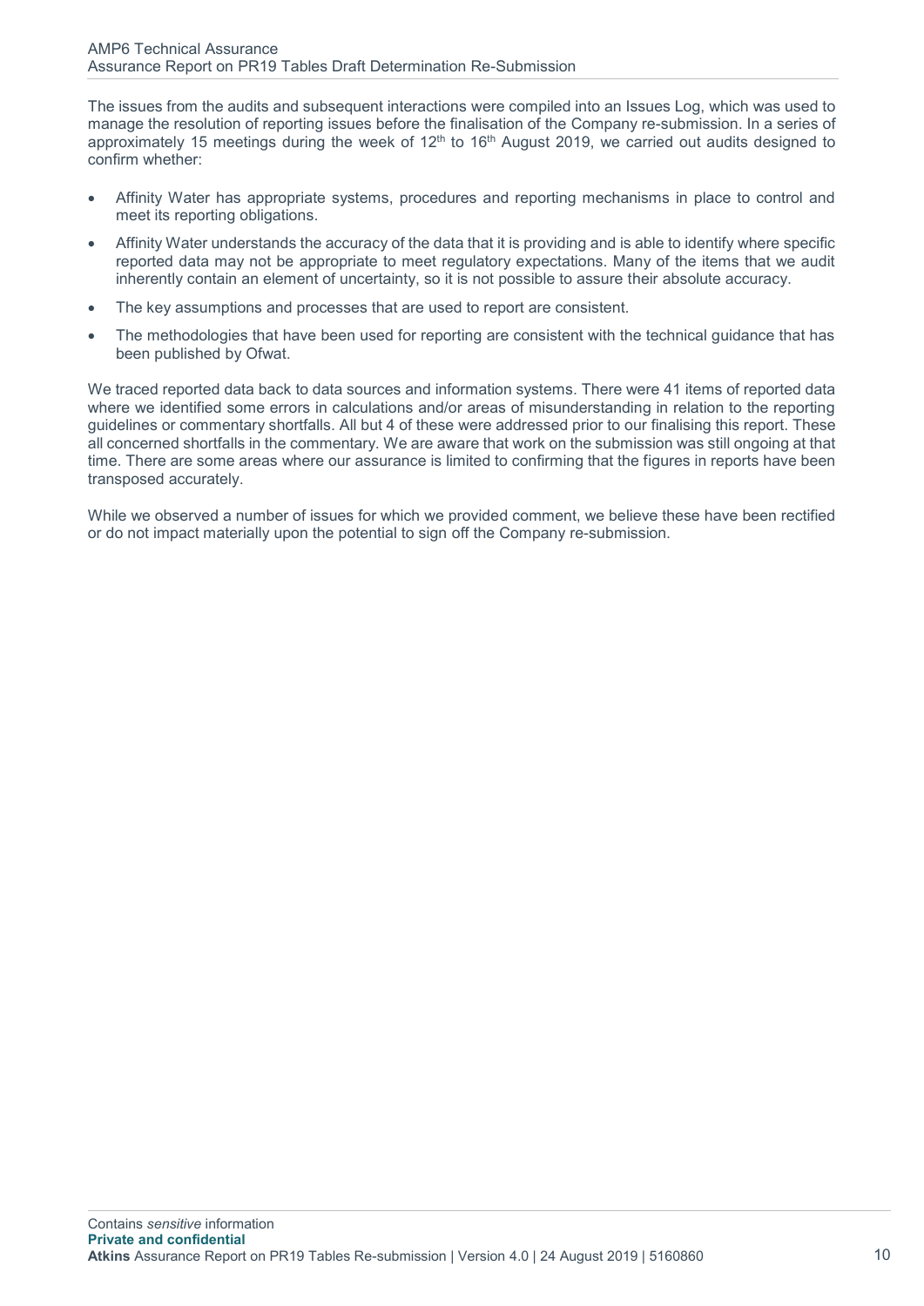The issues from the audits and subsequent interactions were compiled into an Issues Log, which was used to manage the resolution of reporting issues before the finalisation of the Company re-submission. In a series of approximately 15 meetings during the week of 12th to 16th August 2019, we carried out audits designed to confirm whether:

- Affinity Water has appropriate systems, procedures and reporting mechanisms in place to control and meet its reporting obligations.
- Affinity Water understands the accuracy of the data that it is providing and is able to identify where specific reported data may not be appropriate to meet regulatory expectations. Many of the items that we audit inherently contain an element of uncertainty, so it is not possible to assure their absolute accuracy.
- The key assumptions and processes that are used to report are consistent.
- The methodologies that have been used for reporting are consistent with the technical guidance that has been published by Ofwat.

We traced reported data back to data sources and information systems. There were 41 items of reported data where we identified some errors in calculations and/or areas of misunderstanding in relation to the reporting guidelines or commentary shortfalls. All but 4 of these were addressed prior to our finalising this report. These all concerned shortfalls in the commentary. We are aware that work on the submission was still ongoing at that time. There are some areas where our assurance is limited to confirming that the figures in reports have been transposed accurately.

While we observed a number of issues for which we provided comment, we believe these have been rectified or do not impact materially upon the potential to sign off the Company re-submission.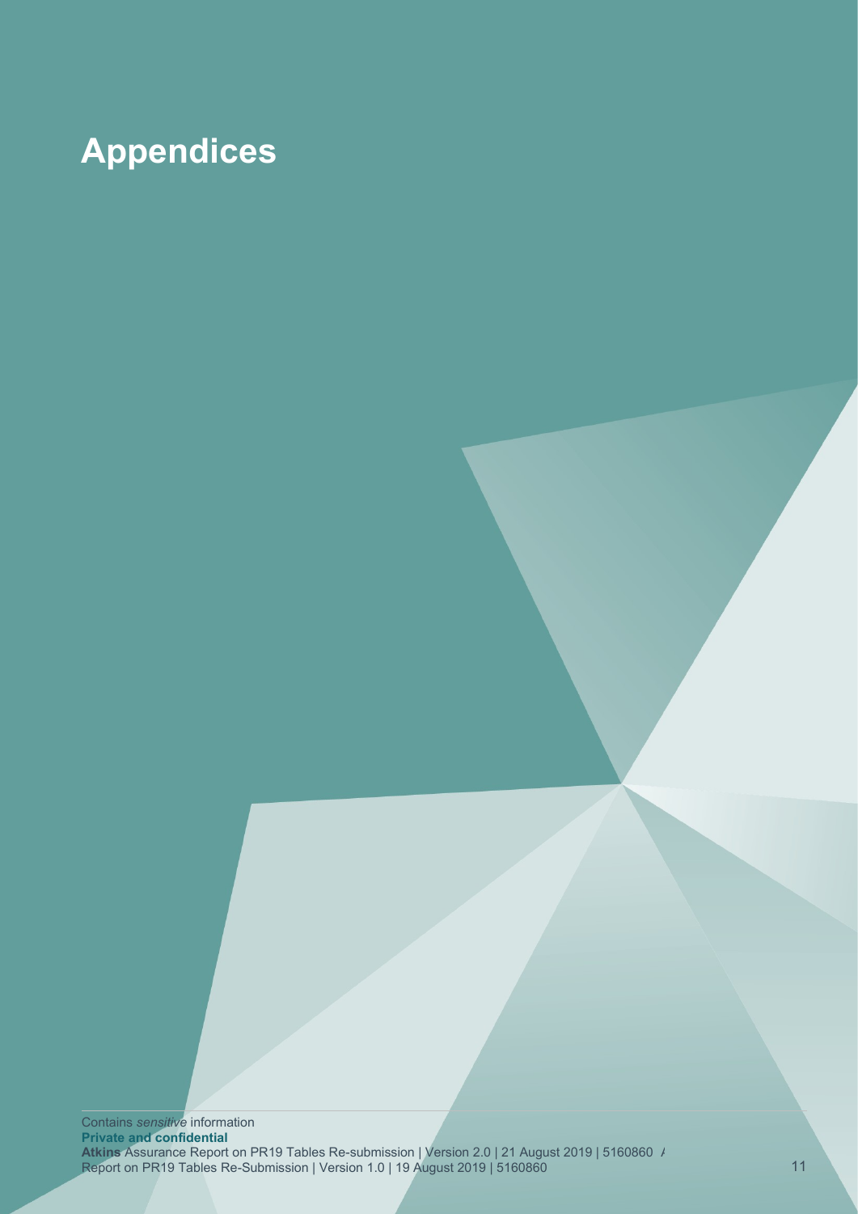# Appendices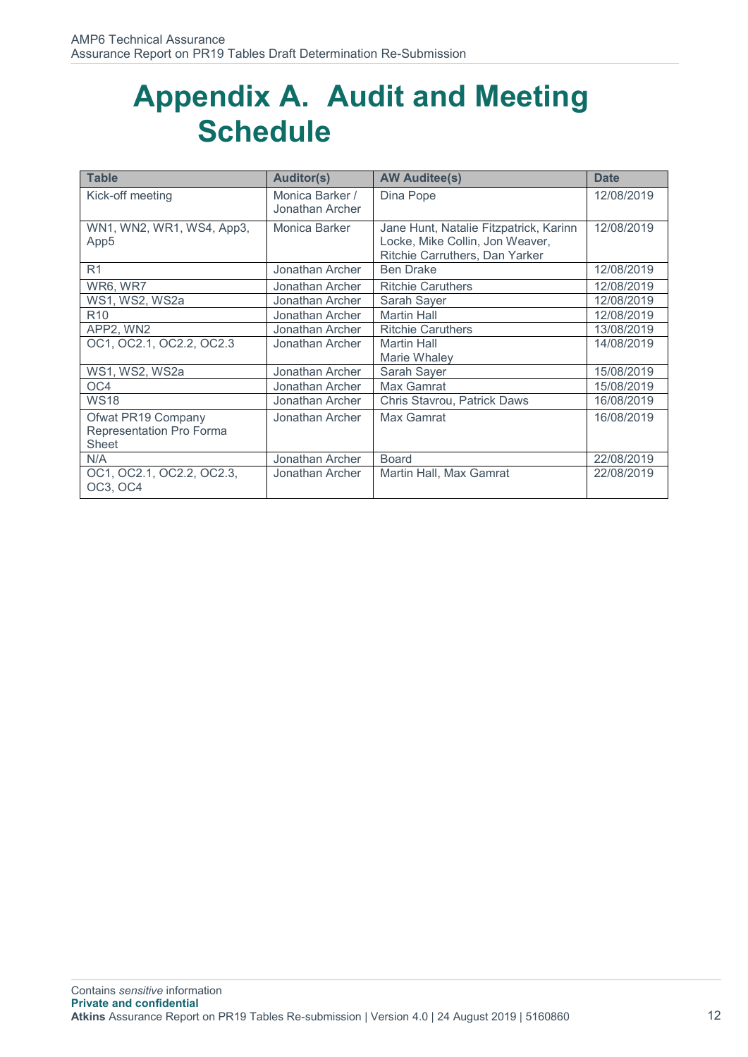# Appendix A. Audit and Meeting Schedule

| Table | Auditor(s) | AW Auditee(s) | Date |
|---|---|---|---|
| Kick-off meeting | Monica Barker / Jonathan Archer | Dina Pope | 12/08/2019 |
| WN1, WN2, WR1, WS4, App3, App5 | Monica Barker | Jane Hunt, Natalie Fitzpatrick, Karinn Locke, Mike Collin, Jon Weaver, Ritchie Carruthers, Dan Yarker | 12/08/2019 |
| R1 | Jonathan Archer | Ben Drake | 12/08/2019 |
| WR6, WR7 | Jonathan Archer | Ritchie Caruthers | 12/08/2019 |
| WS1, WS2, WS2a | Jonathan Archer | Sarah Sayer | 12/08/2019 |
| R10 | Jonathan Archer | Martin Hall | 12/08/2019 |
| APP2, WN2 | Jonathan Archer | Ritchie Caruthers | 13/08/2019 |
| OC1, OC2.1, OC2.2, OC2.3 | Jonathan Archer | Martin Hall<br>Marie Whaley | 14/08/2019 |
| WS1, WS2, WS2a | Jonathan Archer | Sarah Sayer | 15/08/2019 |
| OC4 | Jonathan Archer | Max Gamrat | 15/08/2019 |
| WS18 | Jonathan Archer | Chris Stavrou, Patrick Daws | 16/08/2019 |
| Ofwat PR19 Company Representation Pro Forma Sheet | Jonathan Archer | Max Gamrat | 16/08/2019 |
| N/A | Jonathan Archer | Board | 22/08/2019 |
| OC1, OC2.1, OC2.2, OC2.3, OC3, OC4 | Jonathan Archer | Martin Hall, Max Gamrat | 22/08/2019 |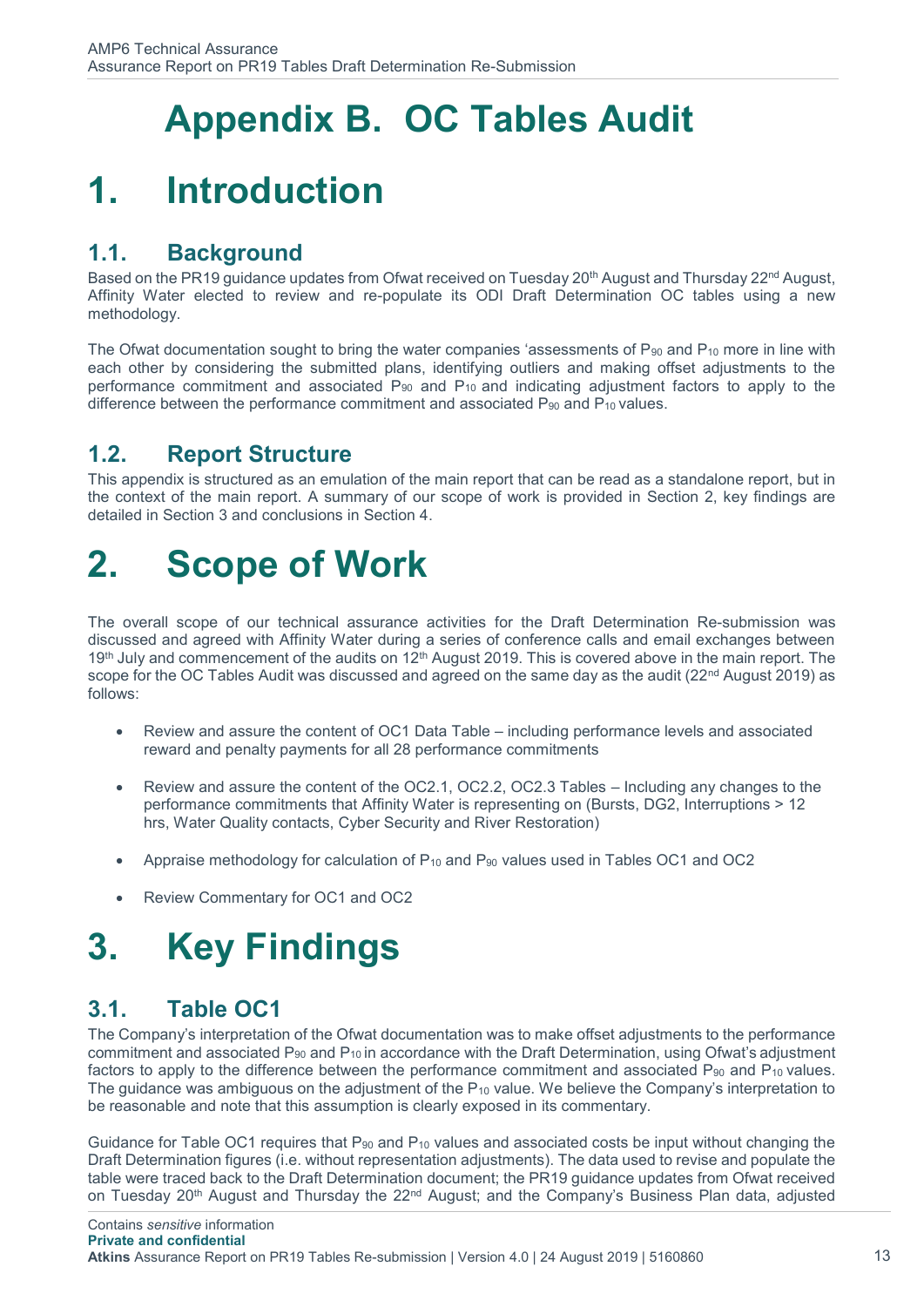# Appendix B. OC Tables Audit

# 1. Introduction

## 1.1. Background

Based on the PR19 guidance updates from Ofwat received on Tuesday 20th August and Thursday 22nd August, Affinity Water elected to review and re-populate its ODI Draft Determination OC tables using a new methodology.

The Ofwat documentation sought to bring the water companies 'assessments of $P_{90}$ and $P_{10}$ more in line with each other by considering the submitted plans, identifying outliers and making offset adjustments to the performance commitment and associated $P_{90}$ and $P_{10}$ and indicating adjustment factors to apply to the difference between the performance commitment and associated $P_{90}$ and $P_{10}$ values.

## 1.2. Report Structure

This appendix is structured as an emulation of the main report that can be read as a standalone report, but in the context of the main report. A summary of our scope of work is provided in Section 2, key findings are detailed in Section 3 and conclusions in Section 4.

# 2. Scope of Work

The overall scope of our technical assurance activities for the Draft Determination Re-submission was discussed and agreed with Affinity Water during a series of conference calls and email exchanges between 19th July and commencement of the audits on 12th August 2019. This is covered above in the main report. The scope for the OC Tables Audit was discussed and agreed on the same day as the audit (22nd August 2019) as follows:

- Review and assure the content of OC1 Data Table – including performance levels and associated reward and penalty payments for all 28 performance commitments
- Review and assure the content of the OC2.1, OC2.2, OC2.3 Tables – Including any changes to the performance commitments that Affinity Water is representing on (Bursts, DG2, Interruptions > 12 hrs, Water Quality contacts, Cyber Security and River Restoration)
- Appraise methodology for calculation of $P_{10}$ and $P_{90}$ values used in Tables OC1 and OC2
- Review Commentary for OC1 and OC2

# 3. Key Findings

## 3.1. Table OC1

The Company's interpretation of the Ofwat documentation was to make offset adjustments to the performance commitment and associated $P_{90}$ and $P_{10}$ in accordance with the Draft Determination, using Ofwat's adjustment factors to apply to the difference between the performance commitment and associated $P_{90}$ and $P_{10}$ values. The guidance was ambiguous on the adjustment of the $P_{10}$ value. We believe the Company's interpretation to be reasonable and note that this assumption is clearly exposed in its commentary.

Guidance for Table OC1 requires that $P_{90}$ and $P_{10}$ values and associated costs be input without changing the Draft Determination figures (i.e. without representation adjustments). The data used to revise and populate the table were traced back to the Draft Determination document; the PR19 guidance updates from Ofwat received on Tuesday 20th August and Thursday the 22nd August; and the Company's Business Plan data, adjusted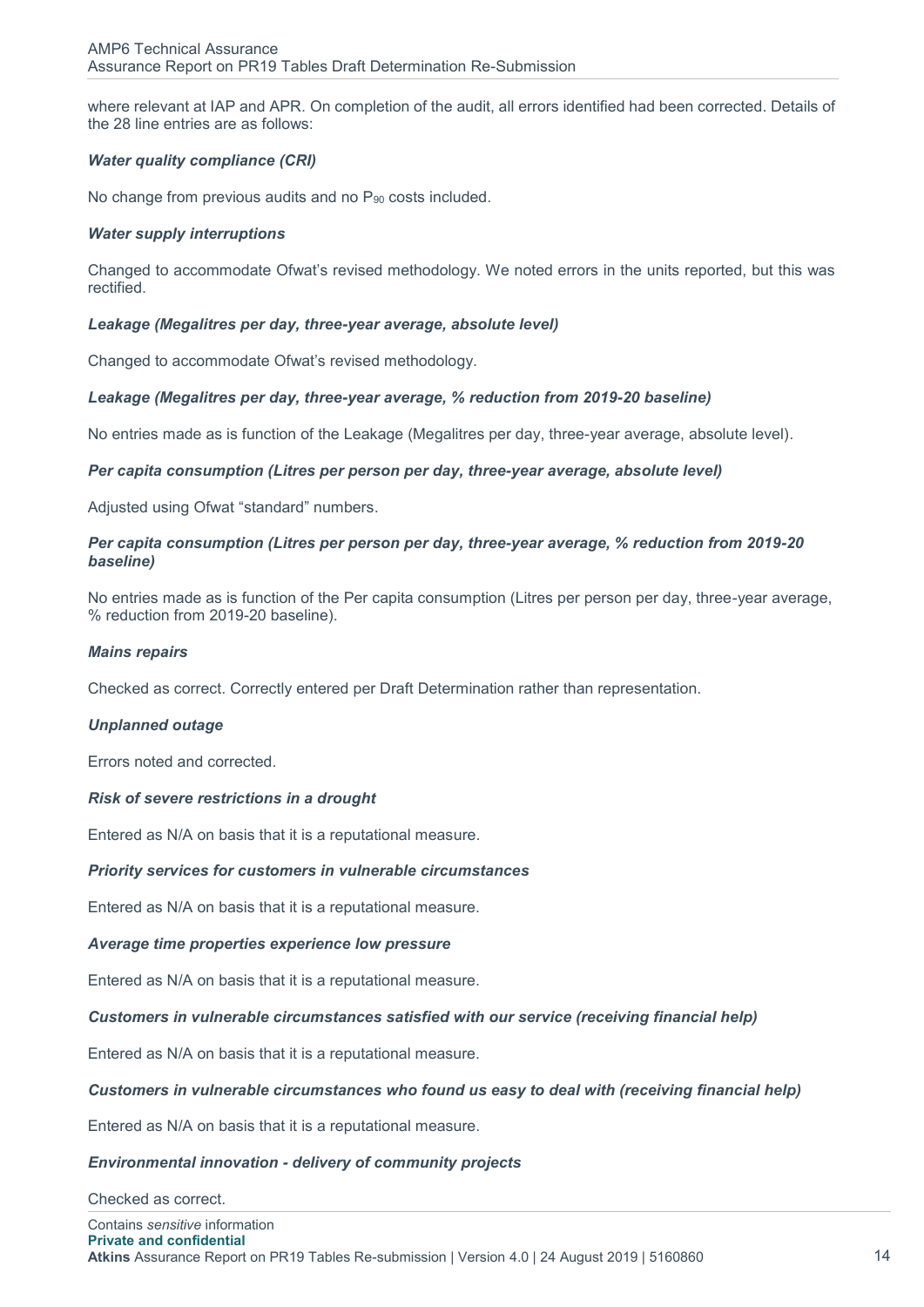where relevant at IAP and APR. On completion of the audit, all errors identified had been corrected. Details of the 28 line entries are as follows:

***Water quality compliance (CRI)***

No change from previous audits and no $P_{90}$ costs included.

***Water supply interruptions***

Changed to accommodate Ofwat's revised methodology. We noted errors in the units reported, but this was rectified.

***Leakage (Megalitres per day, three-year average, absolute level)***

Changed to accommodate Ofwat's revised methodology.

***Leakage (Megalitres per day, three-year average, % reduction from 2019-20 baseline)***

No entries made as is function of the Leakage (Megalitres per day, three-year average, absolute level).

***Per capita consumption (Litres per person per day, three-year average, absolute level)***

Adjusted using Ofwat "standard" numbers.

***Per capita consumption (Litres per person per day, three-year average, % reduction from 2019-20 baseline)***

No entries made as is function of the Per capita consumption (Litres per person per day, three-year average, % reduction from 2019-20 baseline).

***Mains repairs***

Checked as correct. Correctly entered per Draft Determination rather than representation.

***Unplanned outage***

Errors noted and corrected.

***Risk of severe restrictions in a drought***

Entered as N/A on basis that it is a reputational measure.

***Priority services for customers in vulnerable circumstances***

Entered as N/A on basis that it is a reputational measure.

***Average time properties experience low pressure***

Entered as N/A on basis that it is a reputational measure.

***Customers in vulnerable circumstances satisfied with our service (receiving financial help)***

Entered as N/A on basis that it is a reputational measure.

***Customers in vulnerable circumstances who found us easy to deal with (receiving financial help)***

Entered as N/A on basis that it is a reputational measure.

***Environmental innovation - delivery of community projects***

Checked as correct.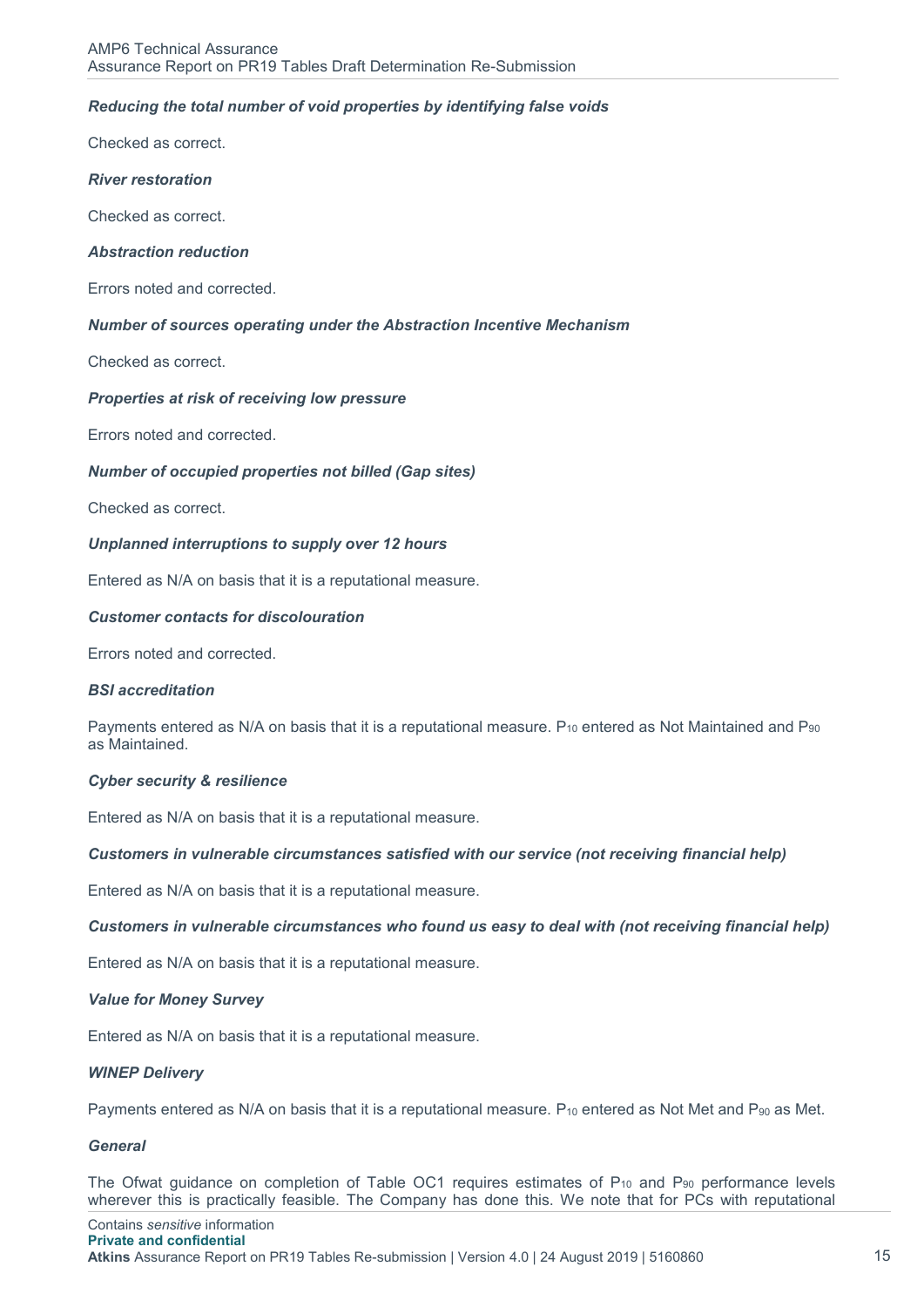***Reducing the total number of void properties by identifying false voids***

Checked as correct.

***River restoration***

Checked as correct.

***Abstraction reduction***

Errors noted and corrected.

***Number of sources operating under the Abstraction Incentive Mechanism***

Checked as correct.

***Properties at risk of receiving low pressure***

Errors noted and corrected.

***Number of occupied properties not billed (Gap sites)***

Checked as correct.

***Unplanned interruptions to supply over 12 hours***

Entered as N/A on basis that it is a reputational measure.

***Customer contacts for discolouration***

Errors noted and corrected.

***BSI accreditation***

Payments entered as N/A on basis that it is a reputational measure. $P_{10}$ entered as Not Maintained and $P_{90}$ as Maintained.

***Cyber security & resilience***

Entered as N/A on basis that it is a reputational measure.

***Customers in vulnerable circumstances satisfied with our service (not receiving financial help)***

Entered as N/A on basis that it is a reputational measure.

***Customers in vulnerable circumstances who found us easy to deal with (not receiving financial help)***

Entered as N/A on basis that it is a reputational measure.

***Value for Money Survey***

Entered as N/A on basis that it is a reputational measure.

***WINEP Delivery***

Payments entered as N/A on basis that it is a reputational measure. $P_{10}$ entered as Not Met and $P_{90}$ as Met.

***General***

The Ofwat guidance on completion of Table OC1 requires estimates of $P_{10}$ and $P_{90}$ performance levels wherever this is practically feasible. The Company has done this. We note that for PCs with reputational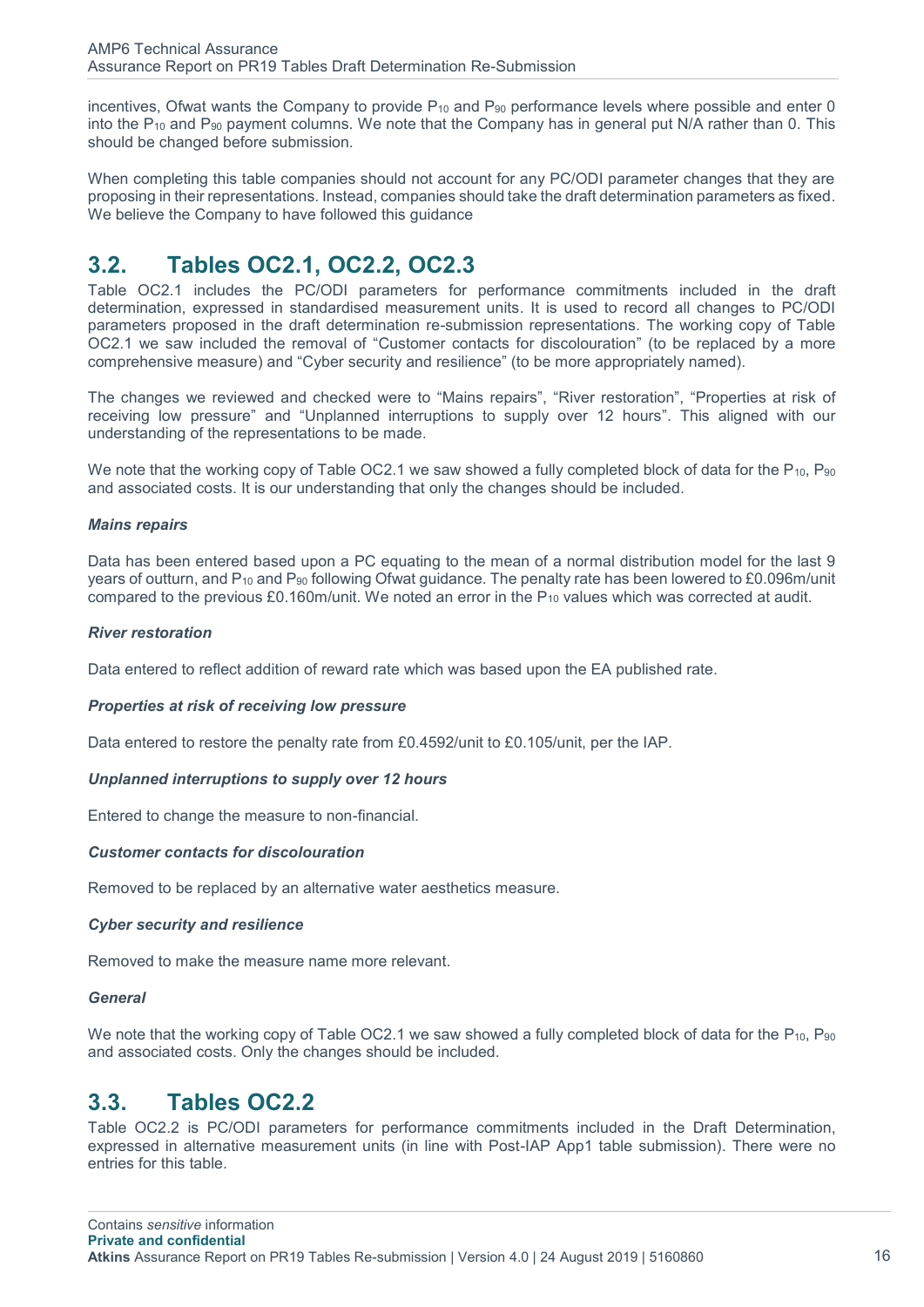incentives, Ofwat wants the Company to provide $P_{10}$ and $P_{90}$ performance levels where possible and enter 0 into the $P_{10}$ and $P_{90}$ payment columns. We note that the Company has in general put N/A rather than 0. This should be changed before submission.

When completing this table companies should not account for any PC/ODI parameter changes that they are proposing in their representations. Instead, companies should take the draft determination parameters as fixed. We believe the Company to have followed this guidance

## 3.2. Tables OC2.1, OC2.2, OC2.3

Table OC2.1 includes the PC/ODI parameters for performance commitments included in the draft determination, expressed in standardised measurement units. It is used to record all changes to PC/ODI parameters proposed in the draft determination re-submission representations. The working copy of Table OC2.1 we saw included the removal of "Customer contacts for discolouration" (to be replaced by a more comprehensive measure) and "Cyber security and resilience" (to be more appropriately named).

The changes we reviewed and checked were to "Mains repairs", "River restoration", "Properties at risk of receiving low pressure" and "Unplanned interruptions to supply over 12 hours". This aligned with our understanding of the representations to be made.

We note that the working copy of Table OC2.1 we saw showed a fully completed block of data for the $P_{10}$, $P_{90}$ and associated costs. It is our understanding that only the changes should be included.

***Mains repairs***

Data has been entered based upon a PC equating to the mean of a normal distribution model for the last 9 years of outturn, and $P_{10}$ and $P_{90}$ following Ofwat guidance. The penalty rate has been lowered to £0.096m/unit compared to the previous £0.160m/unit. We noted an error in the $P_{10}$ values which was corrected at audit.

***River restoration***

Data entered to reflect addition of reward rate which was based upon the EA published rate.

***Properties at risk of receiving low pressure***

Data entered to restore the penalty rate from £0.4592/unit to £0.105/unit, per the IAP.

***Unplanned interruptions to supply over 12 hours***

Entered to change the measure to non-financial.

***Customer contacts for discolouration***

Removed to be replaced by an alternative water aesthetics measure.

***Cyber security and resilience***

Removed to make the measure name more relevant.

***General***

We note that the working copy of Table OC2.1 we saw showed a fully completed block of data for the $P_{10}$, $P_{90}$ and associated costs. Only the changes should be included.

## 3.3. Tables OC2.2

Table OC2.2 is PC/ODI parameters for performance commitments included in the Draft Determination, expressed in alternative measurement units (in line with Post-IAP App1 table submission). There were no entries for this table.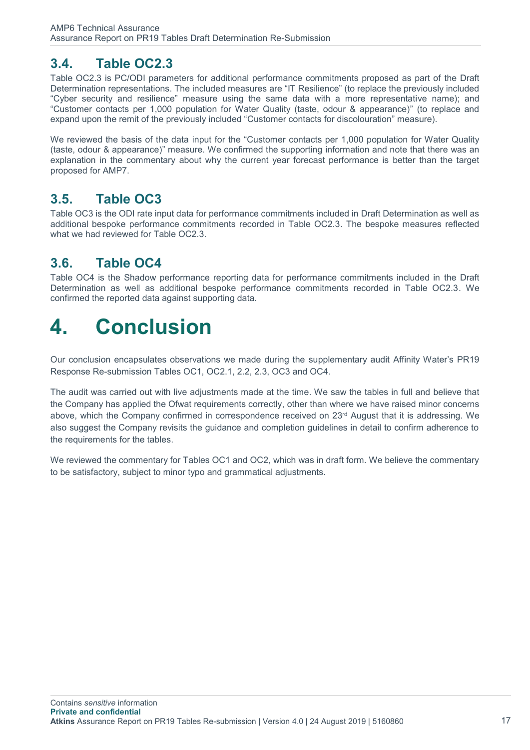## 3.4. Table OC2.3

Table OC2.3 is PC/ODI parameters for additional performance commitments proposed as part of the Draft Determination representations. The included measures are "IT Resilience" (to replace the previously included "Cyber security and resilience" measure using the same data with a more representative name); and "Customer contacts per 1,000 population for Water Quality (taste, odour & appearance)" (to replace and expand upon the remit of the previously included "Customer contacts for discolouration" measure).

We reviewed the basis of the data input for the "Customer contacts per 1,000 population for Water Quality (taste, odour & appearance)" measure. We confirmed the supporting information and note that there was an explanation in the commentary about why the current year forecast performance is better than the target proposed for AMP7.

## 3.5. Table OC3

Table OC3 is the ODI rate input data for performance commitments included in Draft Determination as well as additional bespoke performance commitments recorded in Table OC2.3. The bespoke measures reflected what we had reviewed for Table OC2.3.

## 3.6. Table OC4

Table OC4 is the Shadow performance reporting data for performance commitments included in the Draft Determination as well as additional bespoke performance commitments recorded in Table OC2.3. We confirmed the reported data against supporting data.

# 4. Conclusion

Our conclusion encapsulates observations we made during the supplementary audit Affinity Water's PR19 Response Re-submission Tables OC1, OC2.1, 2.2, 2.3, OC3 and OC4.

The audit was carried out with live adjustments made at the time. We saw the tables in full and believe that the Company has applied the Ofwat requirements correctly, other than where we have raised minor concerns above, which the Company confirmed in correspondence received on 23rd August that it is addressing. We also suggest the Company revisits the guidance and completion guidelines in detail to confirm adherence to the requirements for the tables.

We reviewed the commentary for Tables OC1 and OC2, which was in draft form. We believe the commentary to be satisfactory, subject to minor typo and grammatical adjustments.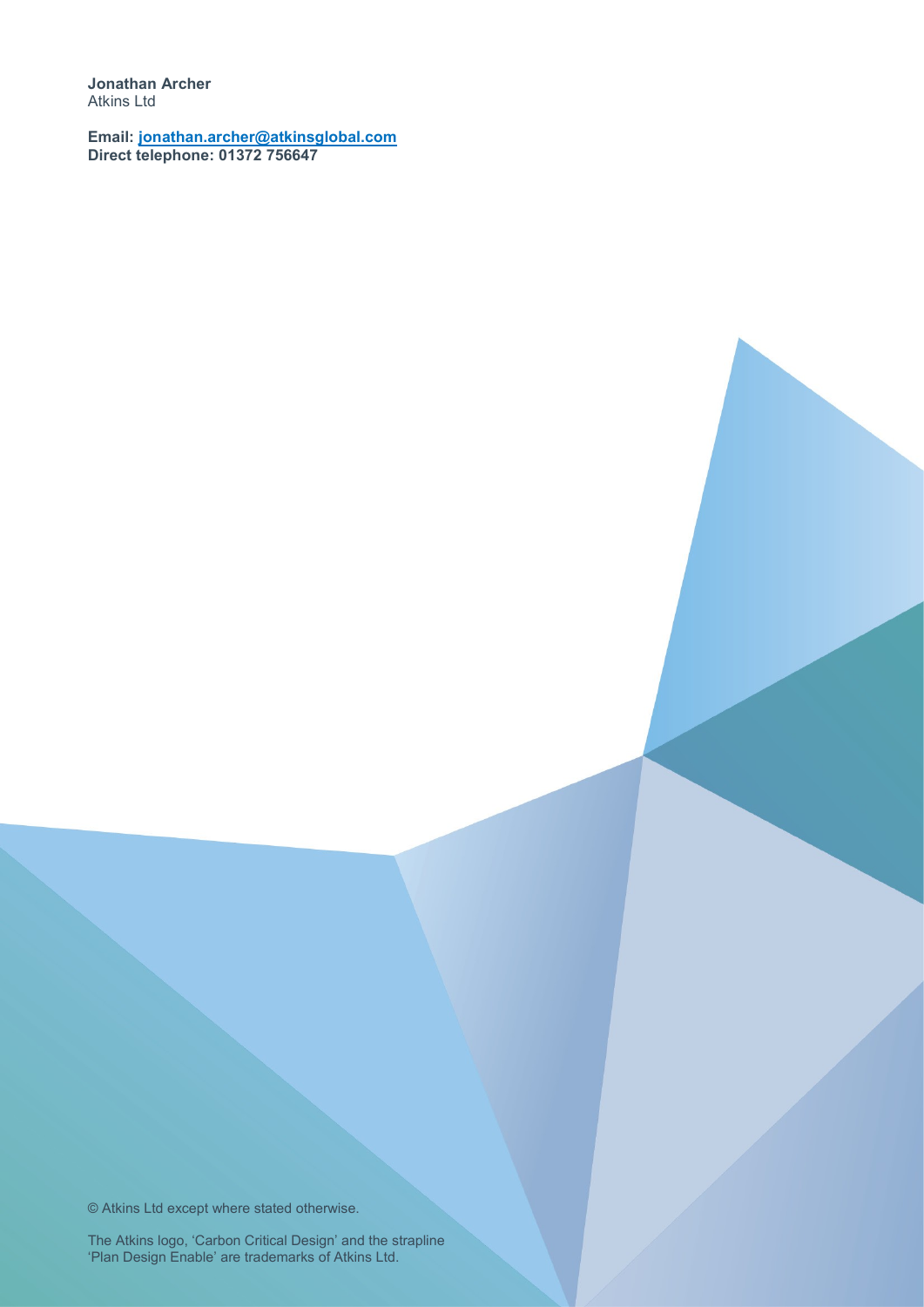**Jonathan Archer**
Atkins Ltd

**Email: [jonathan.archer@atkinsglobal.com](mailto:jonathan.archer@atkinsglobal.com)**
**Direct telephone: 01372 756647**

© Atkins Ltd except where stated otherwise.

The Atkins logo, 'Carbon Critical Design' and the strapline 'Plan Design Enable' are trademarks of Atkins Ltd.